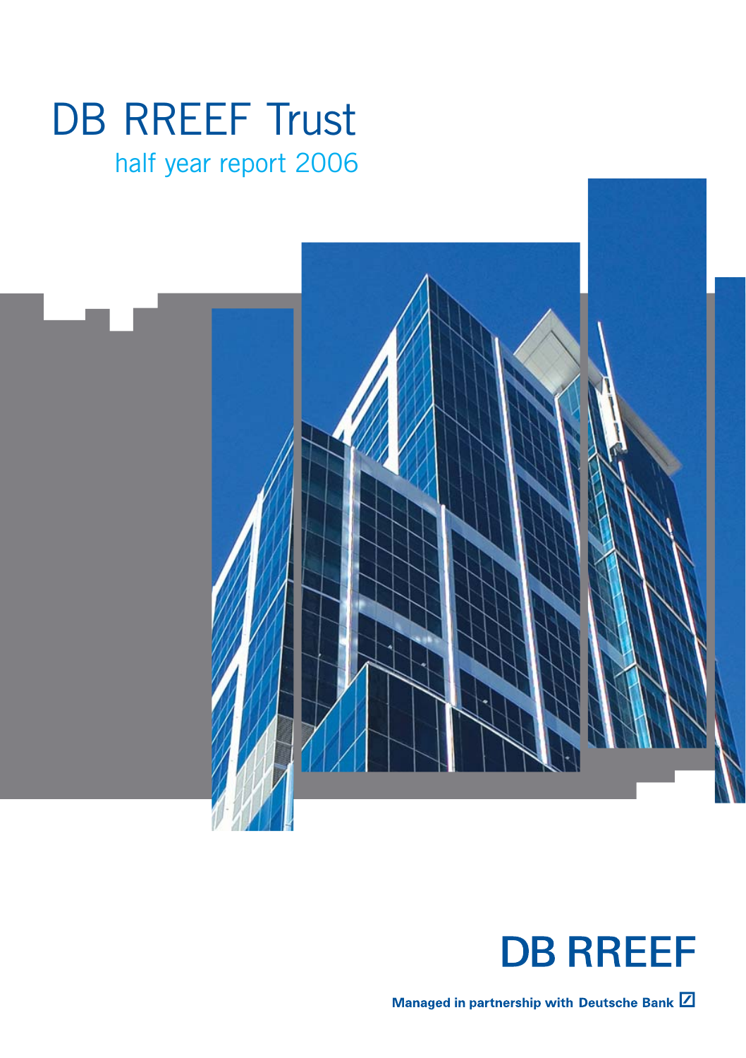# DB RREEF Trust

## half year report 2006

**DB RREEF**

**Managed in partnership with Deutsche Bank**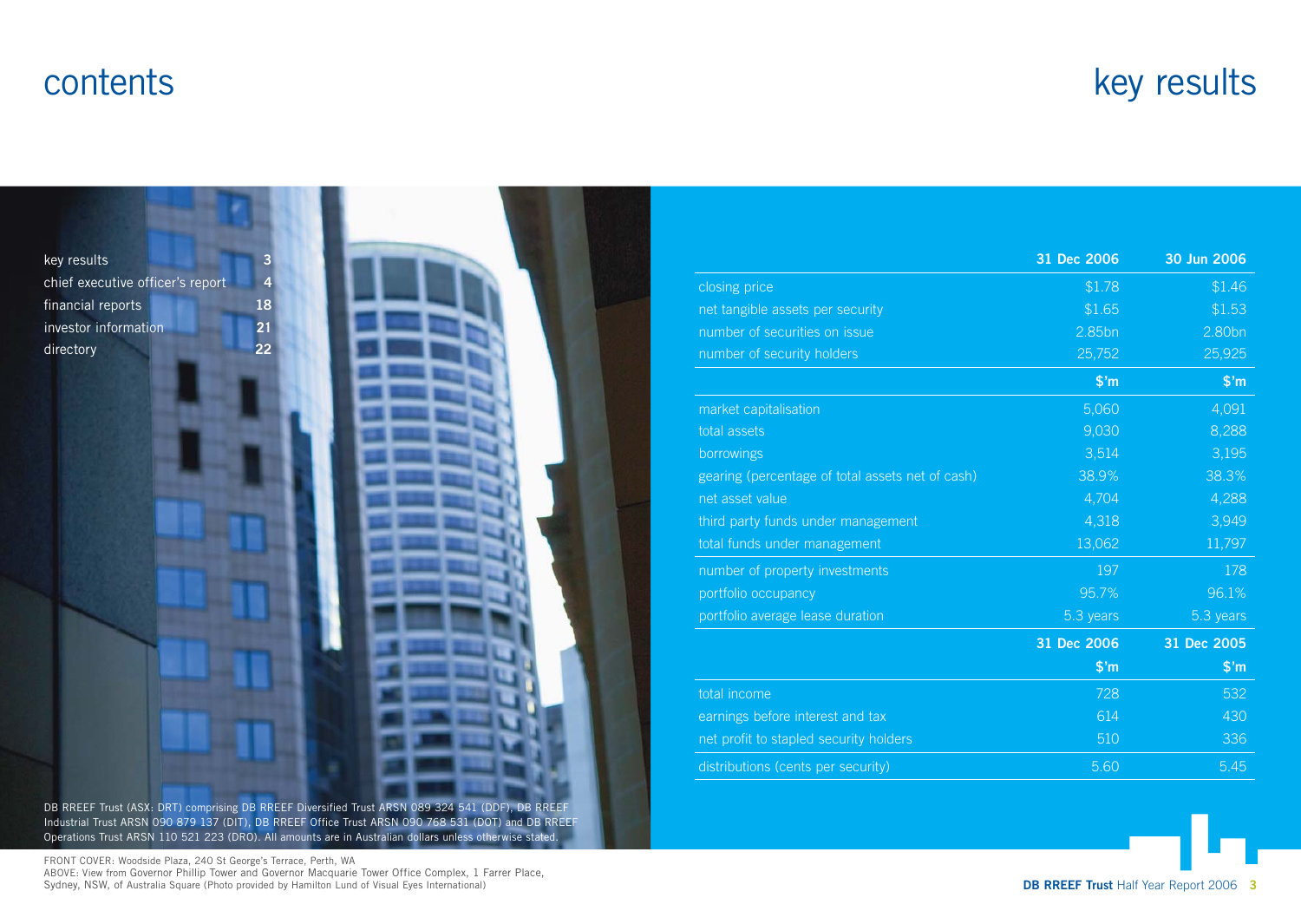# contents

| | |
|---|---|
| key results | 3 |
| chief executive officer's report | 4 |
| financial reports | 18 |
| investor information | 21 |
| directory | 22 |

DB RREEF Trust (ASX: DRT) comprising DB RREEF Diversified Trust ARSN 089 324 541 (DDF), DB RREEF Industrial Trust ARSN 090 879 137 (DIT), DB RREEF Office Trust ARSN 090 768 531 (DOT) and DB RREEF Operations Trust ARSN 110 521 223 (DRO). All amounts are in Australian dollars unless otherwise stated.

FRONT COVER: Woodside Plaza, 240 St George's Terrace, Perth, WA
ABOVE: View from Governor Phillip Tower and Governor Macquarie Tower Office Complex, 1 Farrer Place, Sydney, NSW, of Australia Square (Photo provided by Hamilton Lund of Visual Eyes International)

# key results

| | 31 Dec 2006 | 30 Jun 2006 |
|---|---|---|
| closing price | $1.78 | $1.46 |
| net tangible assets per security | $1.65 | $1.53 |
| number of securities on issue | 2.85bn | 2.80bn |
| number of security holders | 25,752 | 25,925 |
| | **$'m** | **$'m** |
| market capitalisation | 5,060 | 4,091 |
| total assets | 9,030 | 8,288 |
| borrowings | 3,514 | 3,195 |
| gearing (percentage of total assets net of cash) | 38.9% | 38.3% |
| net asset value | 4,704 | 4,288 |
| third party funds under management | 4,318 | 3,949 |
| total funds under management | 13,062 | 11,797 |
| number of property investments | 197 | 178 |
| portfolio occupancy | 95.7% | 96.1% |
| portfolio average lease duration | 5.3 years | 5.3 years |
| | **31 Dec 2006** | **31 Dec 2005** |
| | **$'m** | **$'m** |
| total income | 728 | 532 |
| earnings before interest and tax | 614 | 430 |
| net profit to stapled security holders | 510 | 336 |
| distributions (cents per security) | 5.60 | 5.45 |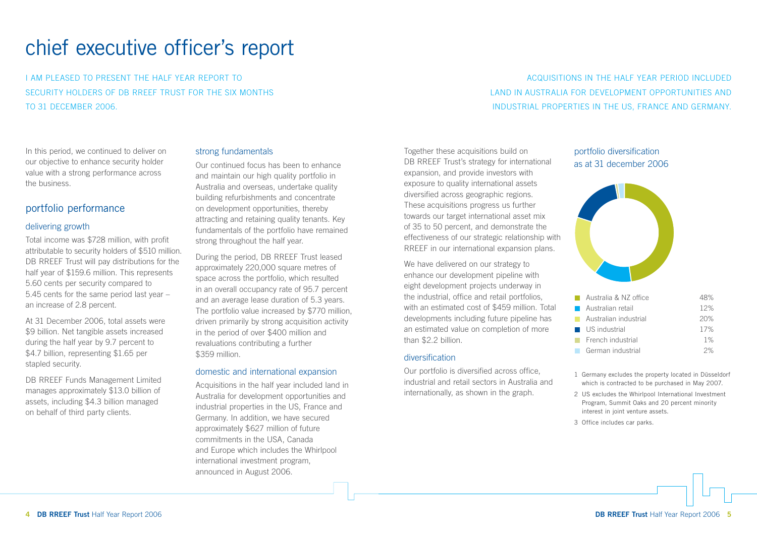# chief executive officer's report

I AM PLEASED TO PRESENT THE HALF YEAR REPORT TO SECURITY HOLDERS OF DB RREEF TRUST FOR THE SIX MONTHS TO 31 DECEMBER 2006.

ACQUISITIONS IN THE HALF YEAR PERIOD INCLUDED LAND IN AUSTRALIA FOR DEVELOPMENT OPPORTUNITIES AND INDUSTRIAL PROPERTIES IN THE US, FRANCE AND GERMANY.

In this period, we continued to deliver on our objective to enhance security holder value with a strong performance across the business.

## portfolio performance

### delivering growth

Total income was $728 million, with profit attributable to security holders of $510 million. DB RREEF Trust will pay distributions for the half year of $159.6 million. This represents 5.60 cents per security compared to 5.45 cents for the same period last year – an increase of 2.8 percent.

At 31 December 2006, total assets were $9 billion. Net tangible assets increased during the half year by 9.7 percent to $4.7 billion, representing $1.65 per stapled security.

DB RREEF Funds Management Limited manages approximately $13.0 billion of assets, including $4.3 billion managed on behalf of third party clients.

### strong fundamentals

Our continued focus has been to enhance and maintain our high quality portfolio in Australia and overseas, undertake quality building refurbishments and concentrate on development opportunities, thereby attracting and retaining quality tenants. Key fundamentals of the portfolio have remained strong throughout the half year.

During the period, DB RREEF Trust leased approximately 220,000 square metres of space across the portfolio, which resulted in an overall occupancy rate of 95.7 percent and an average lease duration of 5.3 years. The portfolio value increased by $770 million, driven primarily by strong acquisition activity in the period of over $400 million and revaluations contributing a further $359 million.

### domestic and international expansion

Acquisitions in the half year included land in Australia for development opportunities and industrial properties in the US, France and Germany. In addition, we have secured approximately $627 million of future commitments in the USA, Canada and Europe which includes the Whirlpool international investment program, announced in August 2006.

Together these acquisitions build on DB RREEF Trust's strategy for international expansion, and provide investors with exposure to quality international assets diversified across geographic regions. These acquisitions progress us further towards our target international asset mix of 35 to 50 percent, and demonstrate the effectiveness of our strategic relationship with RREEF in our international expansion plans.

We have delivered on our strategy to enhance our development pipeline with eight development projects underway in the industrial, office and retail portfolios, with an estimated cost of $459 million. Total developments including future pipeline has an estimated value on completion of more than $2.2 billion.

### diversification

Our portfolio is diversified across office, industrial and retail sectors in Australia and internationally, as shown in the graph.

### portfolio diversification as at 31 december 2006

| Sector | % |
|---|---|
| Australia & NZ office | 48% |
| Australian retail | 12% |
| Australian industrial | 20% |
| US industrial | 17% |
| French industrial | 1% |
| German industrial | 2% |

1 Germany excludes the property located in Düsseldorf which is contracted to be purchased in May 2007.

2 US excludes the Whirlpool International Investment Program, Summit Oaks and 20 percent minority interest in joint venture assets.

3 Office includes car parks.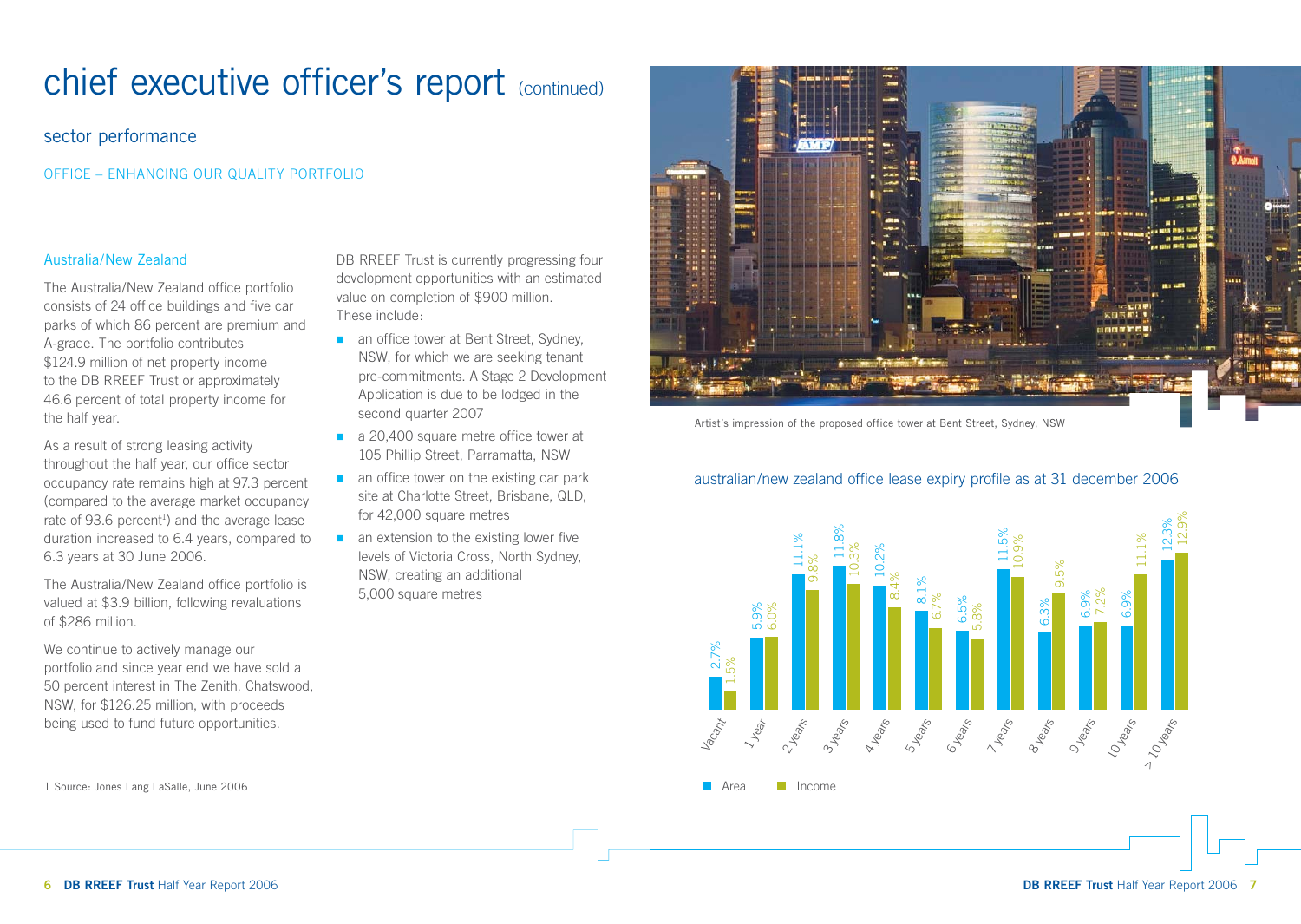# chief executive officer's report (continued)

## sector performance

### OFFICE – ENHANCING OUR QUALITY PORTFOLIO

#### Australia/New Zealand

The Australia/New Zealand office portfolio consists of 24 office buildings and five car parks of which 86 percent are premium and A-grade. The portfolio contributes $124.9 million of net property income to the DB RREEF Trust or approximately 46.6 percent of total property income for the half year.

As a result of strong leasing activity throughout the half year, our office sector occupancy rate remains high at 97.3 percent (compared to the average market occupancy rate of 93.6 percent[1]) and the average lease duration increased to 6.4 years, compared to 6.3 years at 30 June 2006.

The Australia/New Zealand office portfolio is valued at $3.9 billion, following revaluations of $286 million.

We continue to actively manage our portfolio and since year end we have sold a 50 percent interest in The Zenith, Chatswood, NSW, for $126.25 million, with proceeds being used to fund future opportunities.

DB RREEF Trust is currently progressing four development opportunities with an estimated value on completion of $900 million. These include:

- an office tower at Bent Street, Sydney, NSW, for which we are seeking tenant pre-commitments. A Stage 2 Development Application is due to be lodged in the second quarter 2007
- a 20,400 square metre office tower at 105 Phillip Street, Parramatta, NSW
- an office tower on the existing car park site at Charlotte Street, Brisbane, QLD, for 42,000 square metres
- an extension to the existing lower five levels of Victoria Cross, North Sydney, NSW, creating an additional 5,000 square metres

1 Source: Jones Lang LaSalle, June 2006

Artist's impression of the proposed office tower at Bent Street, Sydney, NSW

#### australian/new zealand office lease expiry profile as at 31 december 2006

| | Area | Income |
|---|---|---|
| Vacant | 2.7% | 1.5% |
| 1 year | 5.9% | 6.0% |
| 2 years | 11.1% | 9.8% |
| 3 years | 11.8% | 10.3% |
| 4 years | 10.2% | 8.4% |
| 5 years | 8.1% | 6.7% |
| 6 years | 6.5% | 5.8% |
| 7 years | 11.5% | 10.9% |
| 8 years | 6.3% | 9.5% |
| 9 years | 6.9% | 7.2% |
| 10 years | 6.9% | 11.1% |
| > 10 years | 12.3% | 12.9% |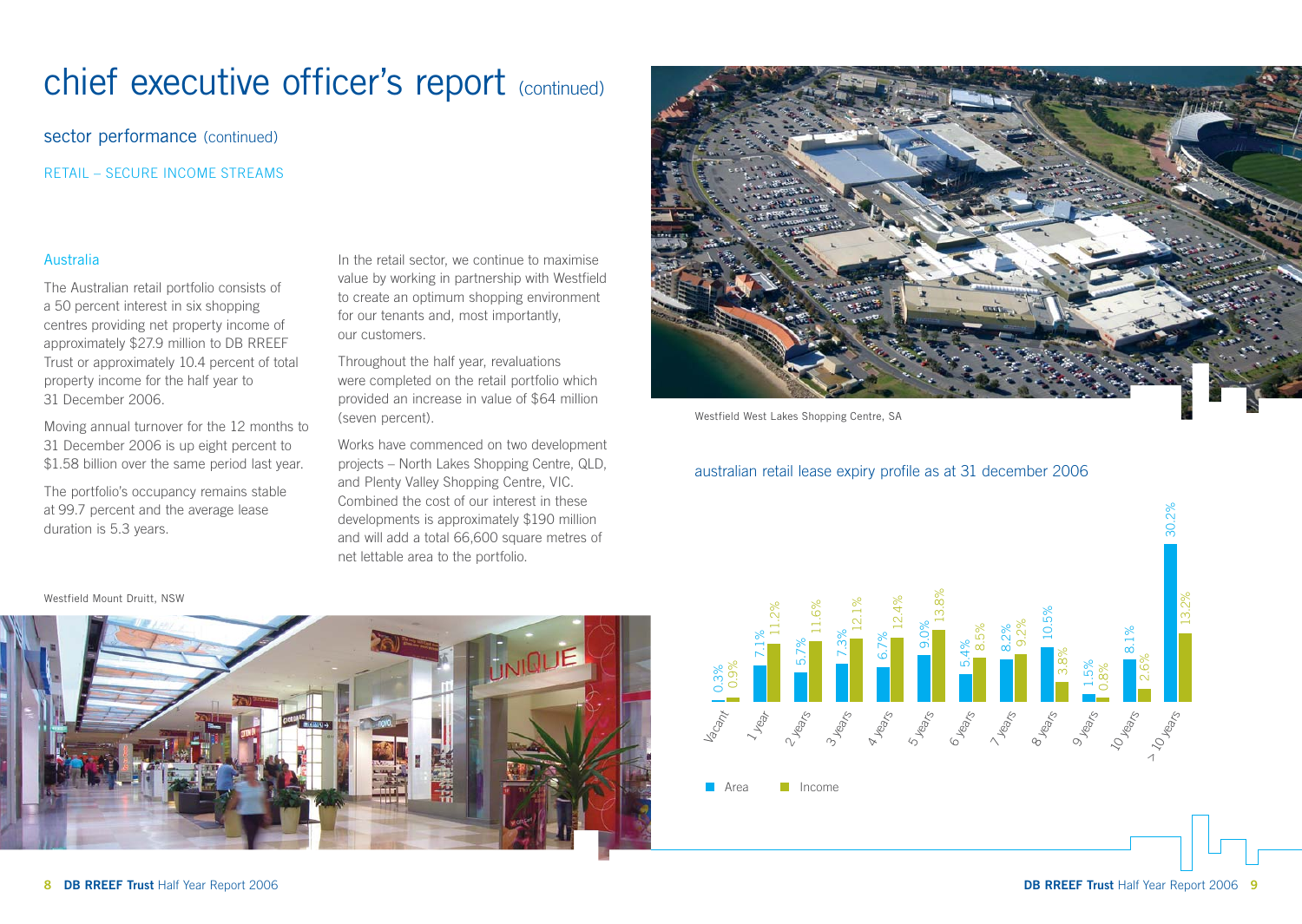# chief executive officer's report (continued)

## sector performance (continued)

### RETAIL – SECURE INCOME STREAMS

#### Australia

The Australian retail portfolio consists of a 50 percent interest in six shopping centres providing net property income of approximately $27.9 million to DB RREEF Trust or approximately 10.4 percent of total property income for the half year to 31 December 2006.

Moving annual turnover for the 12 months to 31 December 2006 is up eight percent to $1.58 billion over the same period last year.

The portfolio's occupancy remains stable at 99.7 percent and the average lease duration is 5.3 years.

In the retail sector, we continue to maximise value by working in partnership with Westfield to create an optimum shopping environment for our tenants and, most importantly, our customers.

Throughout the half year, revaluations were completed on the retail portfolio which provided an increase in value of $64 million (seven percent).

Works have commenced on two development projects – North Lakes Shopping Centre, QLD, and Plenty Valley Shopping Centre, VIC. Combined the cost of our interest in these developments is approximately $190 million and will add a total 66,600 square metres of net lettable area to the portfolio.

Westfield West Lakes Shopping Centre, SA

Westfield Mount Druitt, NSW

### australian retail lease expiry profile as at 31 december 2006

| | Area | Income |
|---|---|---|
| Vacant | 0.3% | 0.9% |
| 1 year | 7.1% | 11.2% |
| 2 years | 5.7% | 11.6% |
| 3 years | 7.3% | 12.1% |
| 4 years | 6.7% | 12.4% |
| 5 years | 9.0% | 13.8% |
| 6 years | 5.4% | 8.5% |
| 7 years | 8.2% | 9.2% |
| 8 years | 10.5% | 3.8% |
| 9 years | 1.5% | 0.8% |
| 10 years | 8.1% | 2.6% |
| > 10 years | 30.2% | 13.2% |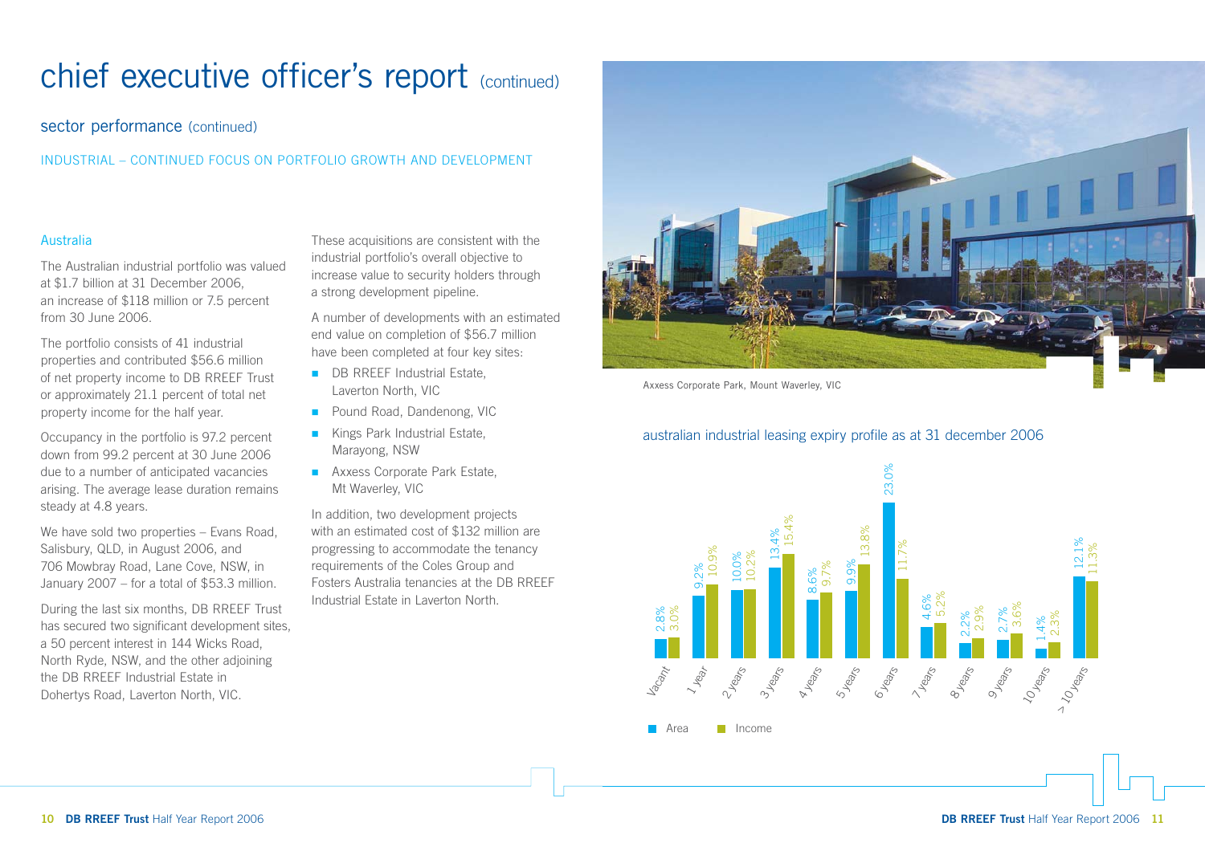# chief executive officer's report (continued)

## sector performance (continued)

### INDUSTRIAL – CONTINUED FOCUS ON PORTFOLIO GROWTH AND DEVELOPMENT

#### Australia

The Australian industrial portfolio was valued at $1.7 billion at 31 December 2006, an increase of $118 million or 7.5 percent from 30 June 2006.

The portfolio consists of 41 industrial properties and contributed $56.6 million of net property income to DB RREEF Trust or approximately 21.1 percent of total net property income for the half year.

Occupancy in the portfolio is 97.2 percent down from 99.2 percent at 30 June 2006 due to a number of anticipated vacancies arising. The average lease duration remains steady at 4.8 years.

We have sold two properties – Evans Road, Salisbury, QLD, in August 2006, and 706 Mowbray Road, Lane Cove, NSW, in January 2007 – for a total of $53.3 million.

During the last six months, DB RREEF Trust has secured two significant development sites, a 50 percent interest in 144 Wicks Road, North Ryde, NSW, and the other adjoining the DB RREEF Industrial Estate in Dohertys Road, Laverton North, VIC.

These acquisitions are consistent with the industrial portfolio's overall objective to increase value to security holders through a strong development pipeline.

A number of developments with an estimated end value on completion of $56.7 million have been completed at four key sites:

- DB RREEF Industrial Estate, Laverton North, VIC
- Pound Road, Dandenong, VIC
- Kings Park Industrial Estate, Marayong, NSW
- Axxess Corporate Park Estate, Mt Waverley, VIC

In addition, two development projects with an estimated cost of $132 million are progressing to accommodate the tenancy requirements of the Coles Group and Fosters Australia tenancies at the DB RREEF Industrial Estate in Laverton North.

Axxess Corporate Park, Mount Waverley, VIC

#### australian industrial leasing expiry profile as at 31 december 2006

| | Area | Income |
|---|---|---|
| Vacant | 2.8% | 3.0% |
| 1 year | 9.2% | 10.9% |
| 2 years | 10.0% | 10.2% |
| 3 years | 13.4% | 15.4% |
| 4 years | 8.6% | 9.7% |
| 5 years | 9.9% | 13.8% |
| 6 years | 23.0% | 11.7% |
| 7 years | 4.6% | 5.2% |
| 8 years | 2.2% | 2.9% |
| 9 years | 2.7% | 3.6% |
| 10 years | 1.4% | 2.3% |
| > 10 years | 12.1% | 11.3% |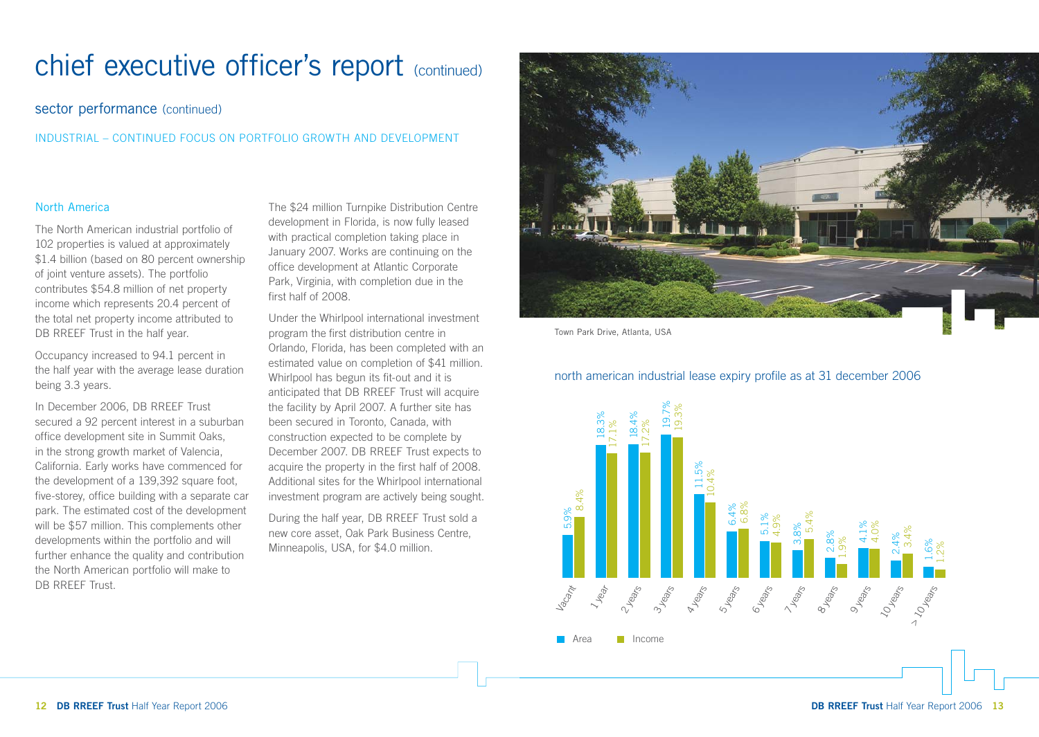# chief executive officer's report (continued)

## sector performance (continued)

### INDUSTRIAL – CONTINUED FOCUS ON PORTFOLIO GROWTH AND DEVELOPMENT

#### North America

The North American industrial portfolio of 102 properties is valued at approximately $1.4 billion (based on 80 percent ownership of joint venture assets). The portfolio contributes $54.8 million of net property income which represents 20.4 percent of the total net property income attributed to DB RREEF Trust in the half year.

Occupancy increased to 94.1 percent in the half year with the average lease duration being 3.3 years.

In December 2006, DB RREEF Trust secured a 92 percent interest in a suburban office development site in Summit Oaks, in the strong growth market of Valencia, California. Early works have commenced for the development of a 139,392 square foot, five-storey, office building with a separate car park. The estimated cost of the development will be $57 million. This complements other developments within the portfolio and will further enhance the quality and contribution the North American portfolio will make to DB RREEF Trust.

The $24 million Turnpike Distribution Centre development in Florida, is now fully leased with practical completion taking place in January 2007. Works are continuing on the office development at Atlantic Corporate Park, Virginia, with completion due in the first half of 2008.

Under the Whirlpool international investment program the first distribution centre in Orlando, Florida, has been completed with an estimated value on completion of $41 million. Whirlpool has begun its fit-out and it is anticipated that DB RREEF Trust will acquire the facility by April 2007. A further site has been secured in Toronto, Canada, with construction expected to be complete by December 2007. DB RREEF Trust expects to acquire the property in the first half of 2008. Additional sites for the Whirlpool international investment program are actively being sought.

During the half year, DB RREEF Trust sold a new core asset, Oak Park Business Centre, Minneapolis, USA, for $4.0 million.

Town Park Drive, Atlanta, USA

#### north american industrial lease expiry profile as at 31 december 2006

| | Area | Income |
|---|---|---|
| Vacant | 5.9% | 8.4% |
| 1 year | 18.3% | 17.1% |
| 2 years | 18.4% | 17.2% |
| 3 years | 19.7% | 19.3% |
| 4 years | 11.5% | 10.4% |
| 5 years | 6.4% | 6.8% |
| 6 years | 5.1% | 4.9% |
| 7 years | 3.8% | 5.4% |
| 8 years | 2.8% | 1.9% |
| 9 years | 4.1% | 4.0% |
| 10 years | 2.4% | 3.4% |
| > 10 years | 1.6% | 1.2% |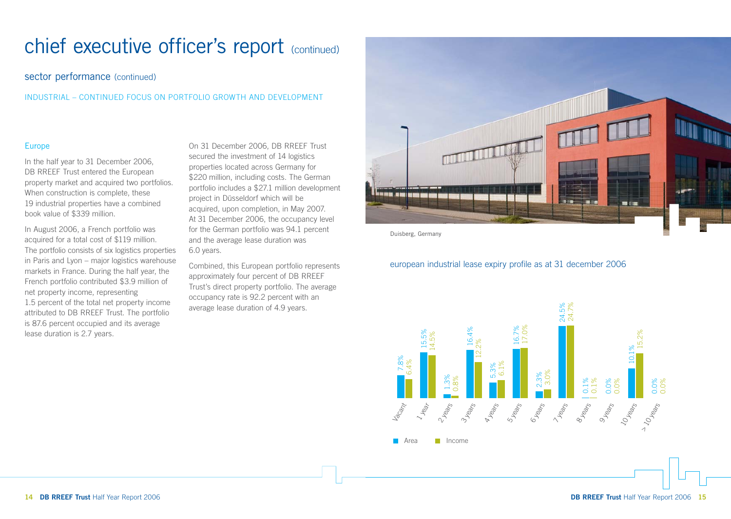# chief executive officer's report (continued)

## sector performance (continued)

### INDUSTRIAL – CONTINUED FOCUS ON PORTFOLIO GROWTH AND DEVELOPMENT

#### Europe

In the half year to 31 December 2006, DB RREEF Trust entered the European property market and acquired two portfolios. When construction is complete, these 19 industrial properties have a combined book value of $339 million.

In August 2006, a French portfolio was acquired for a total cost of $119 million. The portfolio consists of six logistics properties in Paris and Lyon – major logistics warehouse markets in France. During the half year, the French portfolio contributed $3.9 million of net property income, representing 1.5 percent of the total net property income attributed to DB RREEF Trust. The portfolio is 87.6 percent occupied and its average lease duration is 2.7 years.

On 31 December 2006, DB RREEF Trust secured the investment of 14 logistics properties located across Germany for $220 million, including costs. The German portfolio includes a $27.1 million development project in Düsseldorf which will be acquired, upon completion, in May 2007. At 31 December 2006, the occupancy level for the German portfolio was 94.1 percent and the average lease duration was 6.0 years.

Combined, this European portfolio represents approximately four percent of DB RREEF Trust's direct property portfolio. The average occupancy rate is 92.2 percent with an average lease duration of 4.9 years.

Duisberg, Germany

#### european industrial lease expiry profile as at 31 december 2006

| Expiry | Area | Income |
|---|---|---|
| Vacant | 7.8% | 6.4% |
| 1 year | 15.5% | 14.5% |
| 2 years | 1.3% | 0.8% |
| 3 years | 16.4% | 12.2% |
| 4 years | 5.3% | 6.1% |
| 5 years | 16.7% | 17.0% |
| 6 years | 2.3% | 3.0% |
| 7 years | 24.5% | 24.7% |
| 8 years | 0.1% | 0.1% |
| 9 years | 0.0% | 0.0% |
| 10 years | 10.1% | 15.2% |
| > 10 years | 0.0% | 0.0% |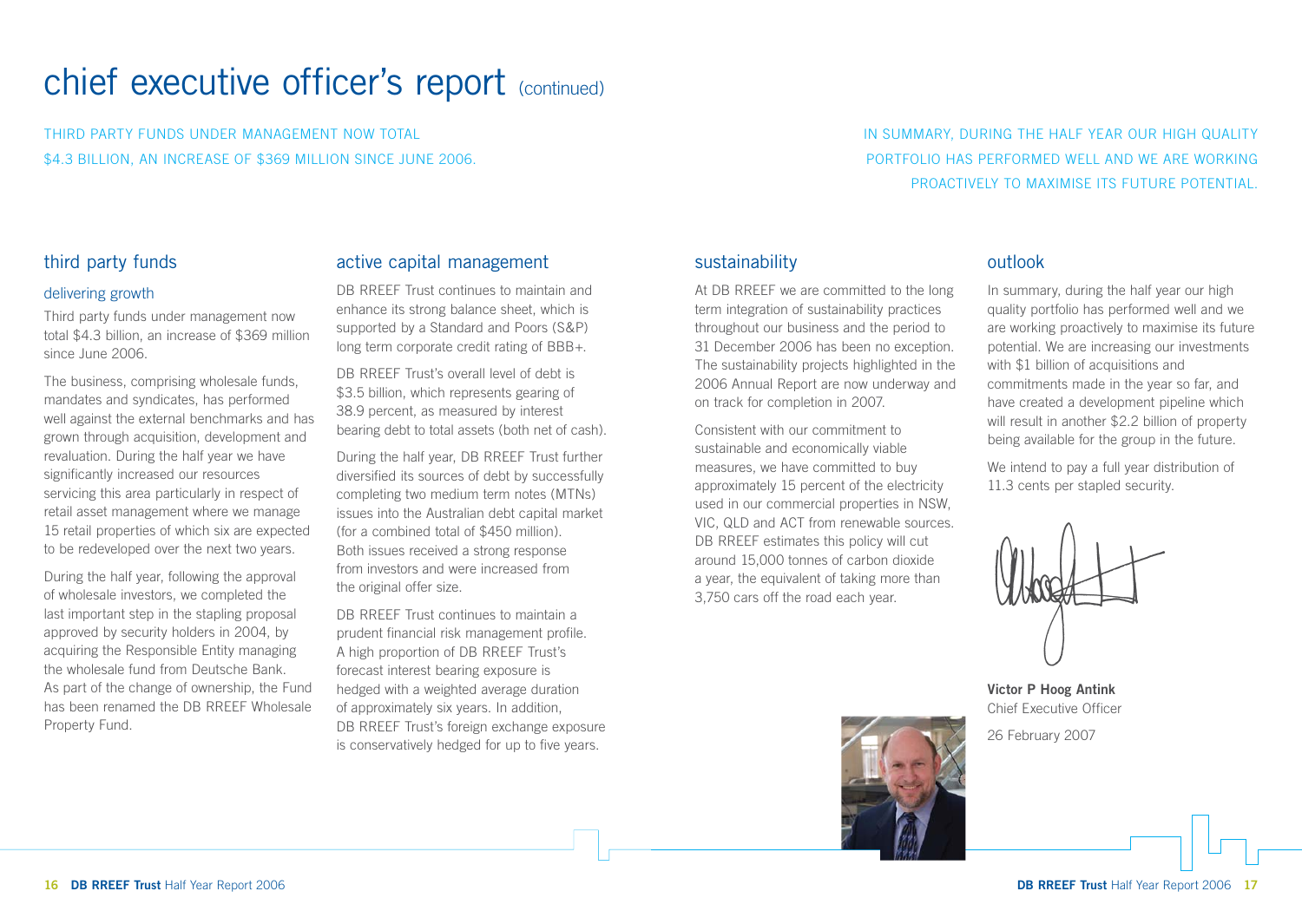# chief executive officer's report (continued)

THIRD PARTY FUNDS UNDER MANAGEMENT NOW TOTAL $4.3 BILLION, AN INCREASE OF $369 MILLION SINCE JUNE 2006.

IN SUMMARY, DURING THE HALF YEAR OUR HIGH QUALITY PORTFOLIO HAS PERFORMED WELL AND WE ARE WORKING PROACTIVELY TO MAXIMISE ITS FUTURE POTENTIAL.

## third party funds

### delivering growth

Third party funds under management now total $4.3 billion, an increase of $369 million since June 2006.

The business, comprising wholesale funds, mandates and syndicates, has performed well against the external benchmarks and has grown through acquisition, development and revaluation. During the half year we have significantly increased our resources servicing this area particularly in respect of retail asset management where we manage 15 retail properties of which six are expected to be redeveloped over the next two years.

During the half year, following the approval of wholesale investors, we completed the last important step in the stapling proposal approved by security holders in 2004, by acquiring the Responsible Entity managing the wholesale fund from Deutsche Bank. As part of the change of ownership, the Fund has been renamed the DB RREEF Wholesale Property Fund.

## active capital management

DB RREEF Trust continues to maintain and enhance its strong balance sheet, which is supported by a Standard and Poors (S&P) long term corporate credit rating of BBB+.

DB RREEF Trust's overall level of debt is $3.5 billion, which represents gearing of 38.9 percent, as measured by interest bearing debt to total assets (both net of cash).

During the half year, DB RREEF Trust further diversified its sources of debt by successfully completing two medium term notes (MTNs) issues into the Australian debt capital market (for a combined total of $450 million). Both issues received a strong response from investors and were increased from the original offer size.

DB RREEF Trust continues to maintain a prudent financial risk management profile. A high proportion of DB RREEF Trust's forecast interest bearing exposure is hedged with a weighted average duration of approximately six years. In addition, DB RREEF Trust's foreign exchange exposure is conservatively hedged for up to five years.

## sustainability

At DB RREEF we are committed to the long term integration of sustainability practices throughout our business and the period to 31 December 2006 has been no exception. The sustainability projects highlighted in the 2006 Annual Report are now underway and on track for completion in 2007.

Consistent with our commitment to sustainable and economically viable measures, we have committed to buy approximately 15 percent of the electricity used in our commercial properties in NSW, VIC, QLD and ACT from renewable sources. DB RREEF estimates this policy will cut around 15,000 tonnes of carbon dioxide a year, the equivalent of taking more than 3,750 cars off the road each year.

## outlook

In summary, during the half year our high quality portfolio has performed well and we are working proactively to maximise its future potential. We are increasing our investments with $1 billion of acquisitions and commitments made in the year so far, and have created a development pipeline which will result in another $2.2 billion of property being available for the group in the future.

We intend to pay a full year distribution of 11.3 cents per stapled security.

**Victor P Hoog Antink**
Chief Executive Officer

26 February 2007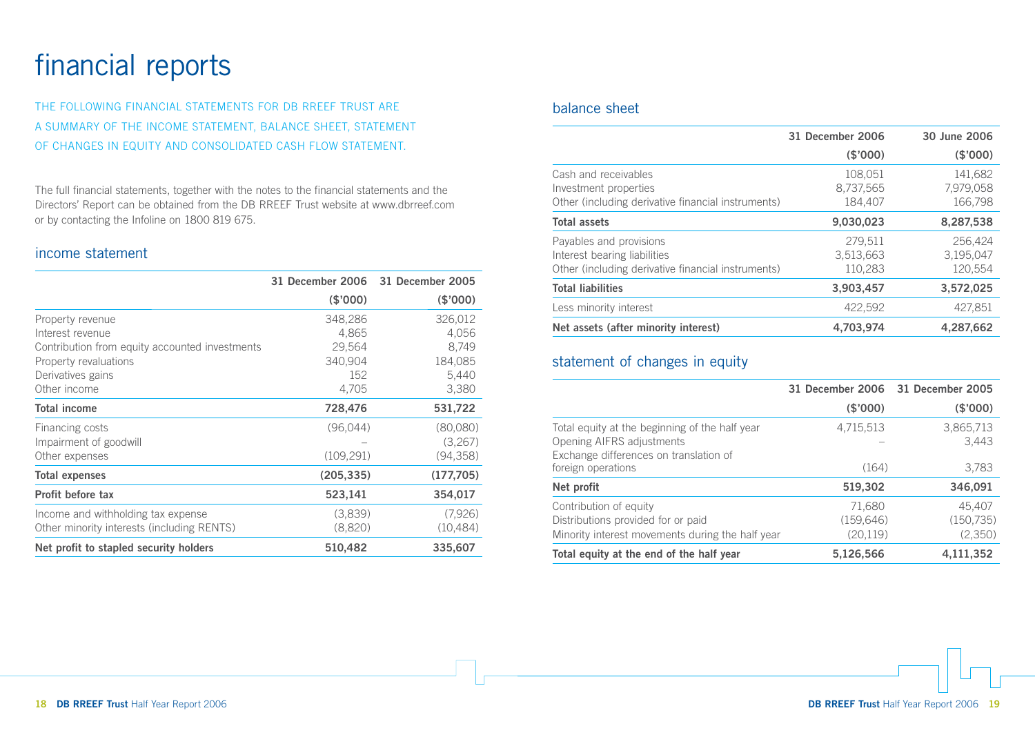# financial reports

THE FOLLOWING FINANCIAL STATEMENTS FOR DB RREEF TRUST ARE A SUMMARY OF THE INCOME STATEMENT, BALANCE SHEET, STATEMENT OF CHANGES IN EQUITY AND CONSOLIDATED CASH FLOW STATEMENT.

The full financial statements, together with the notes to the financial statements and the Directors' Report can be obtained from the DB RREEF Trust website at www.dbrreef.com or by contacting the Infoline on 1800 819 675.

## income statement

| | 31 December 2006 | 31 December 2005 |
|---|---|---|
| | ($'000) | ($'000) |
| Property revenue | 348,286 | 326,012 |
| Interest revenue | 4,865 | 4,056 |
| Contribution from equity accounted investments | 29,564 | 8,749 |
| Property revaluations | 340,904 | 184,085 |
| Derivatives gains | 152 | 5,440 |
| Other income | 4,705 | 3,380 |
| **Total income** | **728,476** | **531,722** |
| Financing costs | (96,044) | (80,080) |
| Impairment of goodwill | – | (3,267) |
| Other expenses | (109,291) | (94,358) |
| **Total expenses** | **(205,335)** | **(177,705)** |
| **Profit before tax** | **523,141** | **354,017** |
| Income and withholding tax expense | (3,839) | (7,926) |
| Other minority interests (including RENTS) | (8,820) | (10,484) |
| **Net profit to stapled security holders** | **510,482** | **335,607** |

## balance sheet

| | 31 December 2006 | 30 June 2006 |
|---|---|---|
| | ($'000) | ($'000) |
| Cash and receivables | 108,051 | 141,682 |
| Investment properties | 8,737,565 | 7,979,058 |
| Other (including derivative financial instruments) | 184,407 | 166,798 |
| **Total assets** | **9,030,023** | **8,287,538** |
| Payables and provisions | 279,511 | 256,424 |
| Interest bearing liabilities | 3,513,663 | 3,195,047 |
| Other (including derivative financial instruments) | 110,283 | 120,554 |
| **Total liabilities** | **3,903,457** | **3,572,025** |
| Less minority interest | 422,592 | 427,851 |
| **Net assets (after minority interest)** | **4,703,974** | **4,287,662** |

## statement of changes in equity

| | 31 December 2006 | 31 December 2005 |
|---|---|---|
| | ($'000) | ($'000) |
| Total equity at the beginning of the half year | 4,715,513 | 3,865,713 |
| Opening AIFRS adjustments | – | 3,443 |
| Exchange differences on translation of foreign operations | (164) | 3,783 |
| **Net profit** | **519,302** | **346,091** |
| Contribution of equity | 71,680 | 45,407 |
| Distributions provided for or paid | (159,646) | (150,735) |
| Minority interest movements during the half year | (20,119) | (2,350) |
| **Total equity at the end of the half year** | **5,126,566** | **4,111,352** |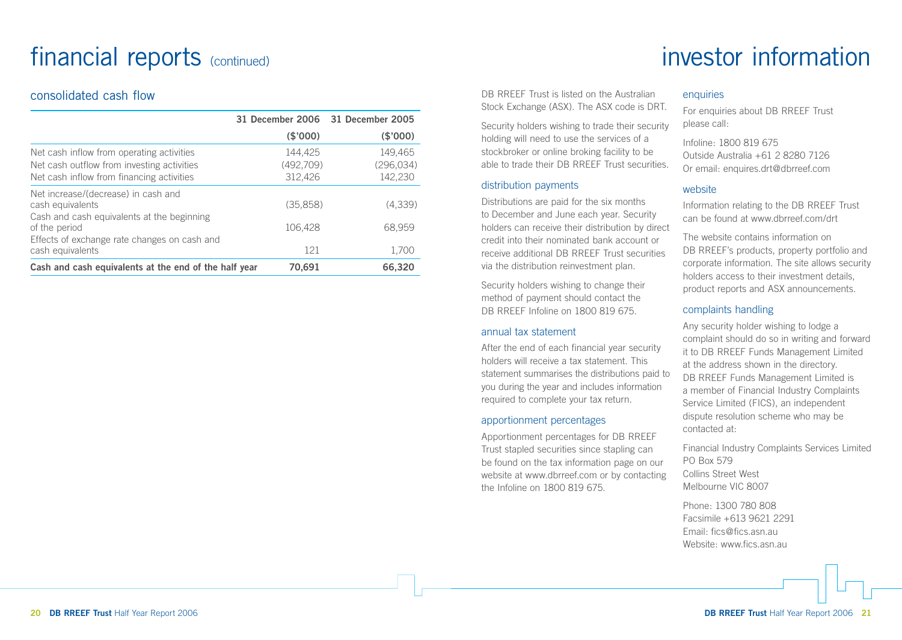# financial reports (continued)

## consolidated cash flow

| | 31 December 2006 | 31 December 2005 |
|---|---|---|
| | ($'000) | ($'000) |
| Net cash inflow from operating activities | 144,425 | 149,465 |
| Net cash outflow from investing activities | (492,709) | (296,034) |
| Net cash inflow from financing activities | 312,426 | 142,230 |
| Net increase/(decrease) in cash and cash equivalents | (35,858) | (4,339) |
| Cash and cash equivalents at the beginning of the period | 106,428 | 68,959 |
| Effects of exchange rate changes on cash and cash equivalents | 121 | 1,700 |
| **Cash and cash equivalents at the end of the half year** | **70,691** | **66,320** |

# investor information

DB RREEF Trust is listed on the Australian Stock Exchange (ASX). The ASX code is DRT.

Security holders wishing to trade their security holding will need to use the services of a stockbroker or online broking facility to be able to trade their DB RREEF Trust securities.

### distribution payments

Distributions are paid for the six months to December and June each year. Security holders can receive their distribution by direct credit into their nominated bank account or receive additional DB RREEF Trust securities via the distribution reinvestment plan.

Security holders wishing to change their method of payment should contact the DB RREEF Infoline on 1800 819 675.

### annual tax statement

After the end of each financial year security holders will receive a tax statement. This statement summarises the distributions paid to you during the year and includes information required to complete your tax return.

### apportionment percentages

Apportionment percentages for DB RREEF Trust stapled securities since stapling can be found on the tax information page on our website at www.dbrreef.com or by contacting the Infoline on 1800 819 675.

### enquiries

For enquiries about DB RREEF Trust please call:

Infoline: 1800 819 675
Outside Australia +61 2 8280 7126
Or email: enquires.drt@dbrreef.com

### website

Information relating to the DB RREEF Trust can be found at www.dbrreef.com/drt

The website contains information on DB RREEF's products, property portfolio and corporate information. The site allows security holders access to their investment details, product reports and ASX announcements.

### complaints handling

Any security holder wishing to lodge a complaint should do so in writing and forward it to DB RREEF Funds Management Limited at the address shown in the directory. DB RREEF Funds Management Limited is a member of Financial Industry Complaints Service Limited (FICS), an independent dispute resolution scheme who may be contacted at:

Financial Industry Complaints Services Limited
PO Box 579
Collins Street West
Melbourne VIC 8007

Phone: 1300 780 808
Facsimile +613 9621 2291
Email: fics@fics.asn.au
Website: www.fics.asn.au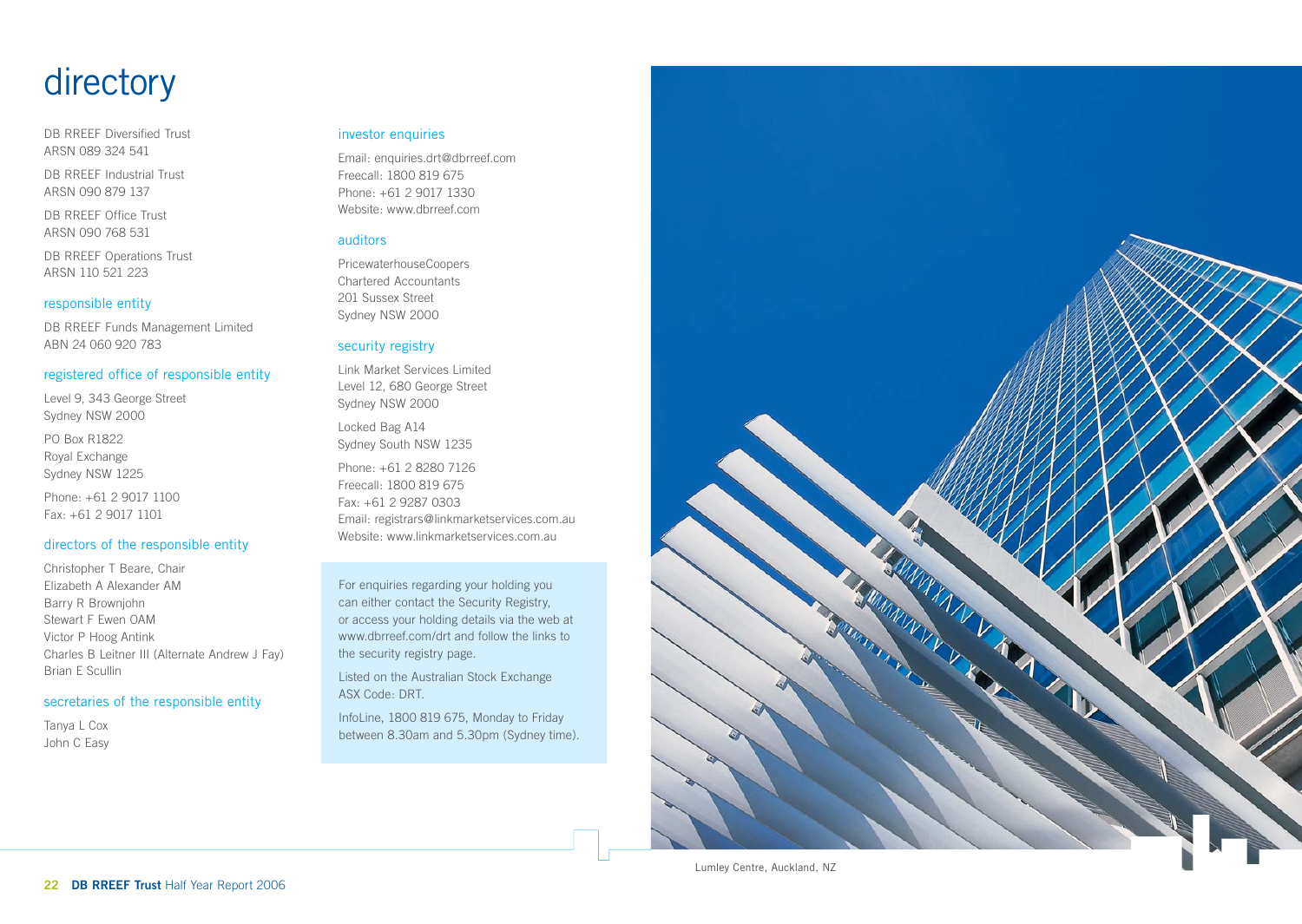# directory

DB RREEF Diversified Trust
ARSN 089 324 541

DB RREEF Industrial Trust
ARSN 090 879 137

DB RREEF Office Trust
ARSN 090 768 531

DB RREEF Operations Trust
ARSN 110 521 223

## responsible entity

DB RREEF Funds Management Limited
ABN 24 060 920 783

## registered office of responsible entity

Level 9, 343 George Street
Sydney NSW 2000

PO Box R1822
Royal Exchange
Sydney NSW 1225

Phone: +61 2 9017 1100
Fax: +61 2 9017 1101

## directors of the responsible entity

Christopher T Beare, Chair
Elizabeth A Alexander AM
Barry R Brownjohn
Stewart F Ewen OAM
Victor P Hoog Antink
Charles B Leitner III (Alternate Andrew J Fay)
Brian E Scullin

## secretaries of the responsible entity

Tanya L Cox
John C Easy

## investor enquiries

Email: enquiries.drt@dbrreef.com
Freecall: 1800 819 675
Phone: +61 2 9017 1330
Website: www.dbrreef.com

## auditors

PricewaterhouseCoopers
Chartered Accountants
201 Sussex Street
Sydney NSW 2000

## security registry

Link Market Services Limited
Level 12, 680 George Street
Sydney NSW 2000

Locked Bag A14
Sydney South NSW 1235

Phone: +61 2 8280 7126
Freecall: 1800 819 675
Fax: +61 2 9287 0303
Email: registrars@linkmarketservices.com.au
Website: www.linkmarketservices.com.au

For enquiries regarding your holding you can either contact the Security Registry, or access your holding details via the web at www.dbrreef.com/drt and follow the links to the security registry page.

Listed on the Australian Stock Exchange
ASX Code: DRT.

InfoLine, 1800 819 675, Monday to Friday between 8.30am and 5.30pm (Sydney time).

Lumley Centre, Auckland, NZ